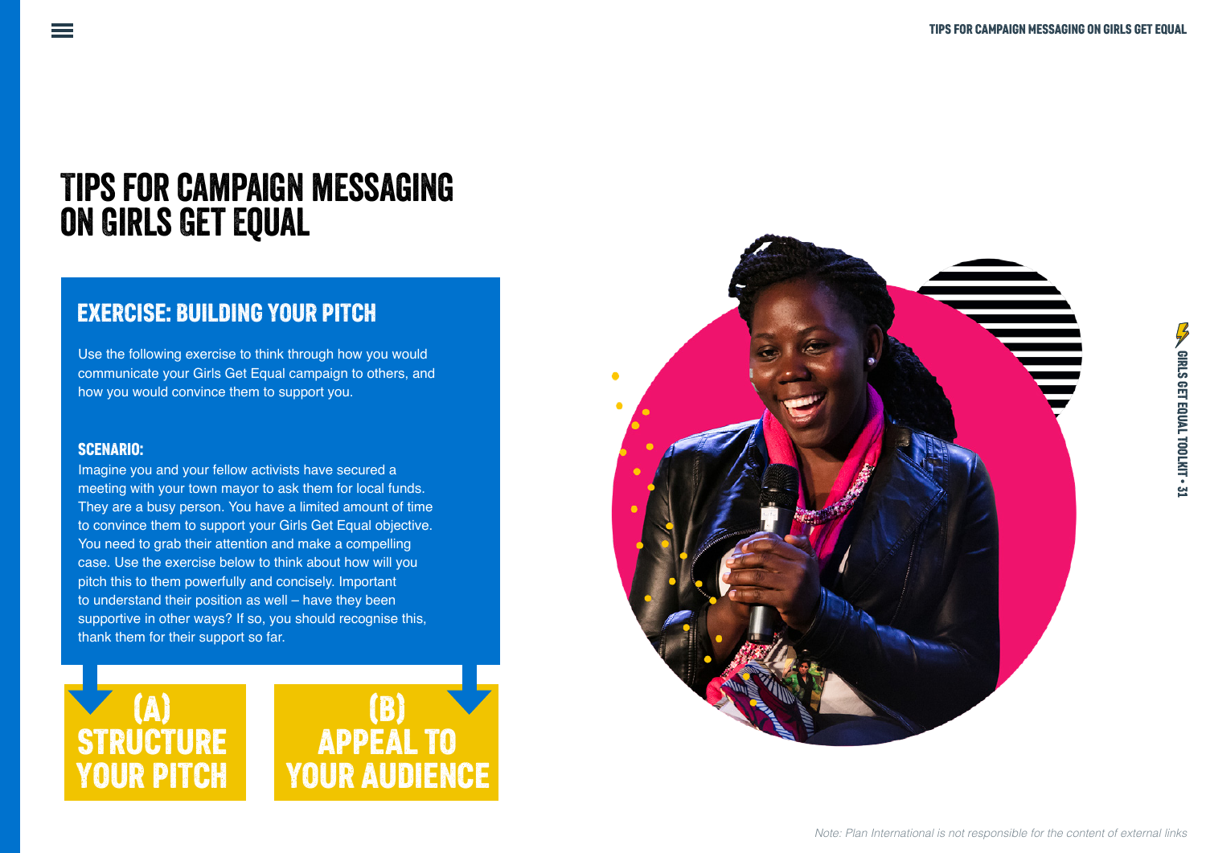# TIPS FOR CAMPAIGN MESSAGING ON GIRLS GET EQUAL

## EXERCISE: BUILDING YOUR PITCH

Use the following exercise to think through how you would communicate your Girls Get Equal campaign to others, and how you would convince them to support you.

**SCENARIO:**
Imagine you and your fellow activists have secured a meeting with your town mayor to ask them for local funds. They are a busy person. You have a limited amount of time to convince them to support your Girls Get Equal objective. You need to grab their attention and make a compelling case. Use the exercise below to think about how will you pitch this to them powerfully and concisely. Important to understand their position as well – have they been supportive in other ways? If so, you should recognise this, thank them for their support so far.

**(A) STRUCTURE YOUR PITCH**

**(B) APPEAL TO YOUR AUDIENCE**

*Note: Plan International is not responsible for the content of external links*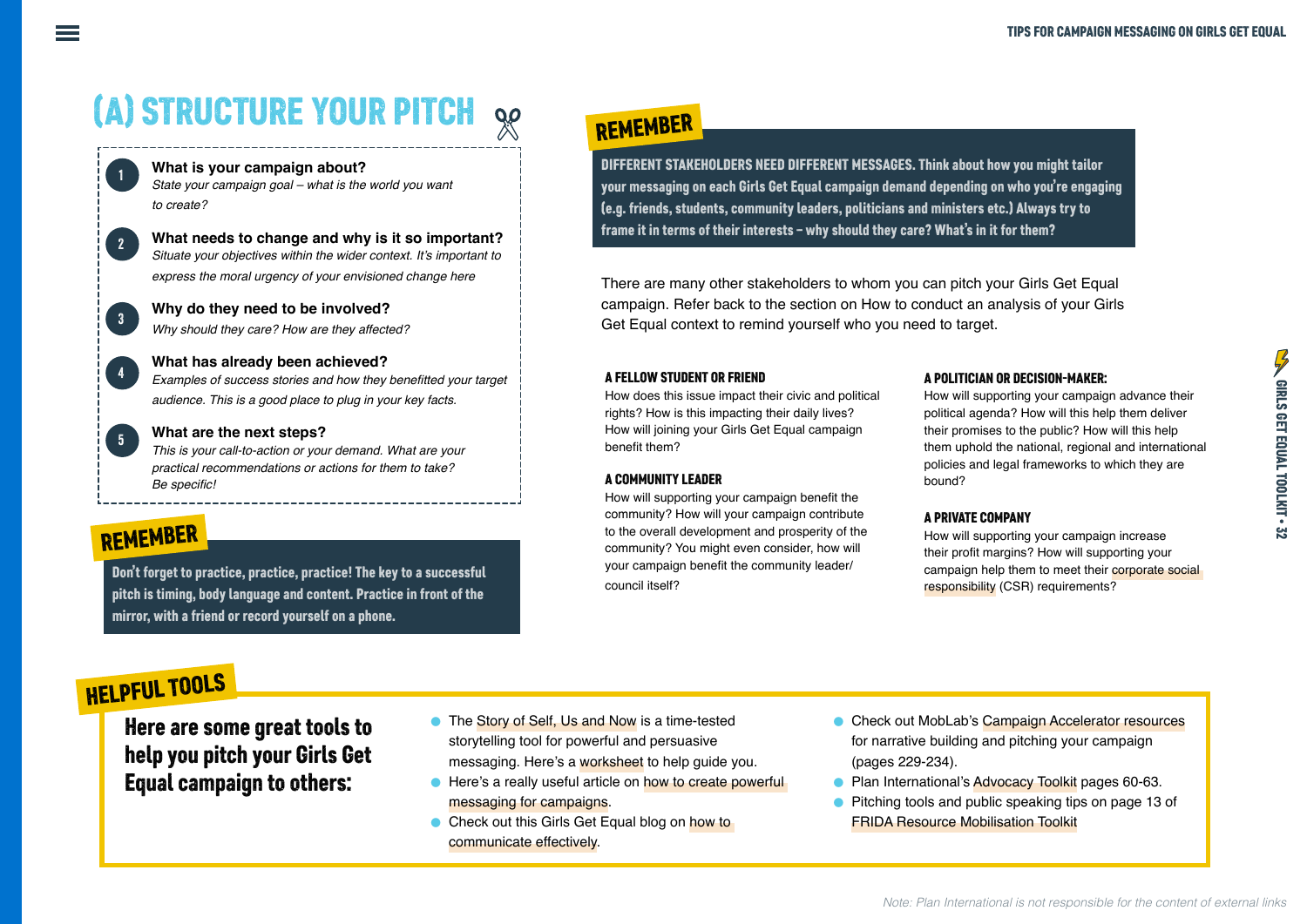## (A) STRUCTURE YOUR PITCH

1. **What is your campaign about?**
   *State your campaign goal – what is the world you want to create?*
2. **What needs to change and why is it so important?**
   *Situate your objectives within the wider context. It's important to express the moral urgency of your envisioned change here*
3. **Why do they need to be involved?**
   *Why should they care? How are they affected?*
4. **What has already been achieved?**
   *Examples of success stories and how they benefitted your target audience. This is a good place to plug in your key facts.*
5. **What are the next steps?**
   *This is your call-to-action or your demand. What are your practical recommendations or actions for them to take? Be specific!*

### REMEMBER

**Don't forget to practice, practice, practice! The key to a successful pitch is timing, body language and content. Practice in front of the mirror, with a friend or record yourself on a phone.**

### REMEMBER

**DIFFERENT STAKEHOLDERS NEED DIFFERENT MESSAGES. Think about how you might tailor your messaging on each Girls Get Equal campaign demand depending on who you're engaging (e.g. friends, students, community leaders, politicians and ministers etc.) Always try to frame it in terms of their interests – why should they care? What's in it for them?**

There are many other stakeholders to whom you can pitch your Girls Get Equal campaign. Refer back to the section on How to conduct an analysis of your Girls Get Equal context to remind yourself who you need to target.

#### A FELLOW STUDENT OR FRIEND

How does this issue impact their civic and political rights? How is this impacting their daily lives? How will joining your Girls Get Equal campaign benefit them?

#### A COMMUNITY LEADER

How will supporting your campaign benefit the community? How will your campaign contribute to the overall development and prosperity of the community? You might even consider, how will your campaign benefit the community leader/ council itself?

#### A POLITICIAN OR DECISION-MAKER:

How will supporting your campaign advance their political agenda? How will this help them deliver their promises to the public? How will this help them uphold the national, regional and international policies and legal frameworks to which they are bound?

#### A PRIVATE COMPANY

How will supporting your campaign increase their profit margins? How will supporting your campaign help them to meet their corporate social responsibility (CSR) requirements?

### HELPFUL TOOLS

**Here are some great tools to help you pitch your Girls Get Equal campaign to others:**

- The Story of Self, Us and Now is a time-tested storytelling tool for powerful and persuasive messaging. Here's a worksheet to help guide you.
- Here's a really useful article on how to create powerful messaging for campaigns.
- Check out this Girls Get Equal blog on how to communicate effectively.
- Check out MobLab's Campaign Accelerator resources for narrative building and pitching your campaign (pages 229-234).
- Plan International's Advocacy Toolkit pages 60-63.
- Pitching tools and public speaking tips on page 13 of FRIDA Resource Mobilisation Toolkit

*Note: Plan International is not responsible for the content of external links*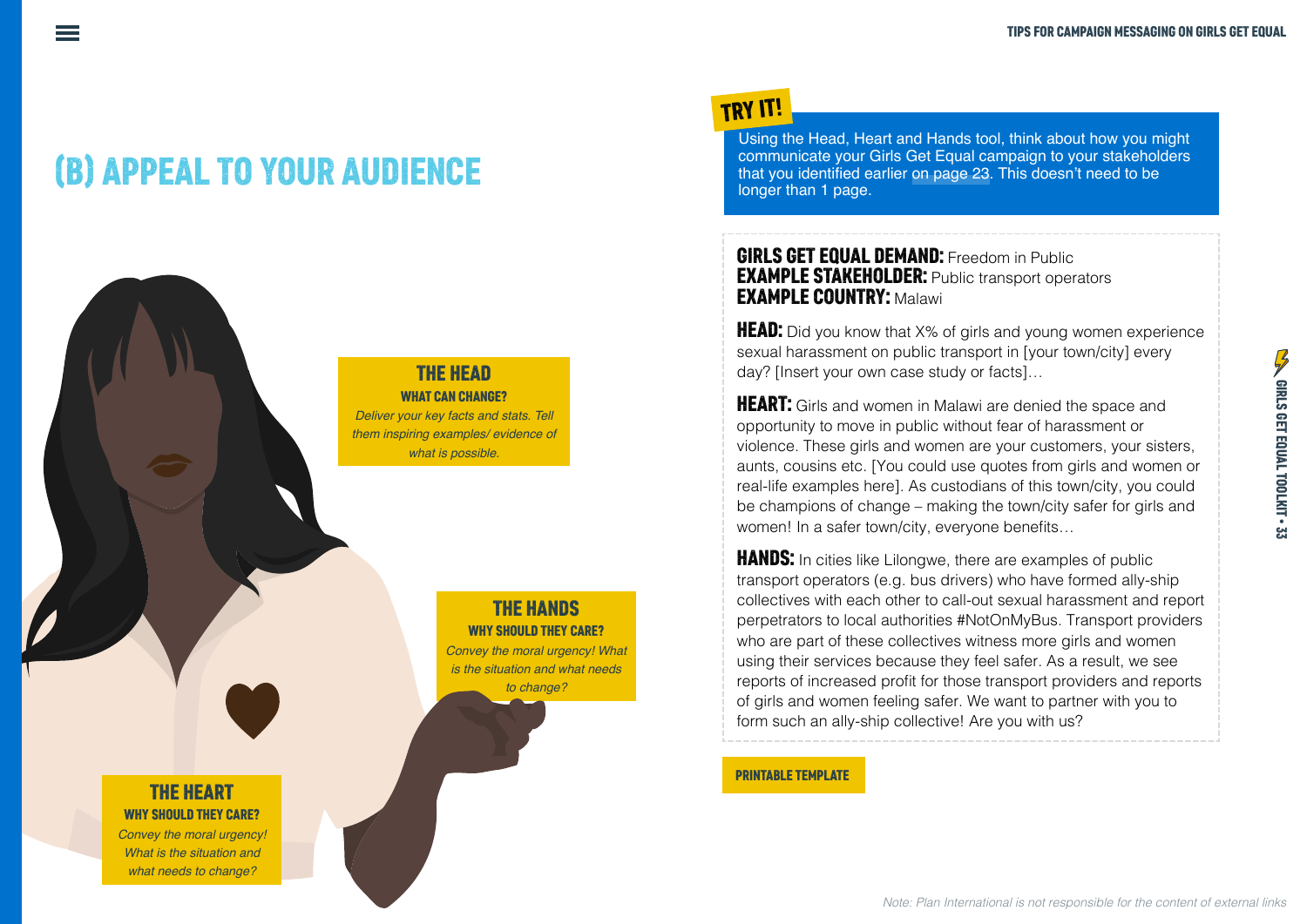# (B) APPEAL TO YOUR AUDIENCE

**THE HEAD**
**WHAT CAN CHANGE?**
*Deliver your key facts and stats. Tell them inspiring examples/ evidence of what is possible.*

**THE HANDS**
**WHY SHOULD THEY CARE?**
*Convey the moral urgency! What is the situation and what needs to change?*

**THE HEART**
**WHY SHOULD THEY CARE?**
*Convey the moral urgency! What is the situation and what needs to change?*

## TRY IT!

Using the Head, Heart and Hands tool, think about how you might communicate your Girls Get Equal campaign to your stakeholders that you identified earlier on page 23. This doesn't need to be longer than 1 page.

**GIRLS GET EQUAL DEMAND:** Freedom in Public
**EXAMPLE STAKEHOLDER:** Public transport operators
**EXAMPLE COUNTRY:** Malawi

**HEAD:** Did you know that X% of girls and young women experience sexual harassment on public transport in [your town/city] every day? [Insert your own case study or facts]…

**HEART:** Girls and women in Malawi are denied the space and opportunity to move in public without fear of harassment or violence. These girls and women are your customers, your sisters, aunts, cousins etc. [You could use quotes from girls and women or real-life examples here]. As custodians of this town/city, you could be champions of change – making the town/city safer for girls and women! In a safer town/city, everyone benefits…

**HANDS:** In cities like Lilongwe, there are examples of public transport operators (e.g. bus drivers) who have formed ally-ship collectives with each other to call-out sexual harassment and report perpetrators to local authorities #NotOnMyBus. Transport providers who are part of these collectives witness more girls and women using their services because they feel safer. As a result, we see reports of increased profit for those transport providers and reports of girls and women feeling safer. We want to partner with you to form such an ally-ship collective! Are you with us?

**PRINTABLE TEMPLATE**

*Note: Plan International is not responsible for the content of external links*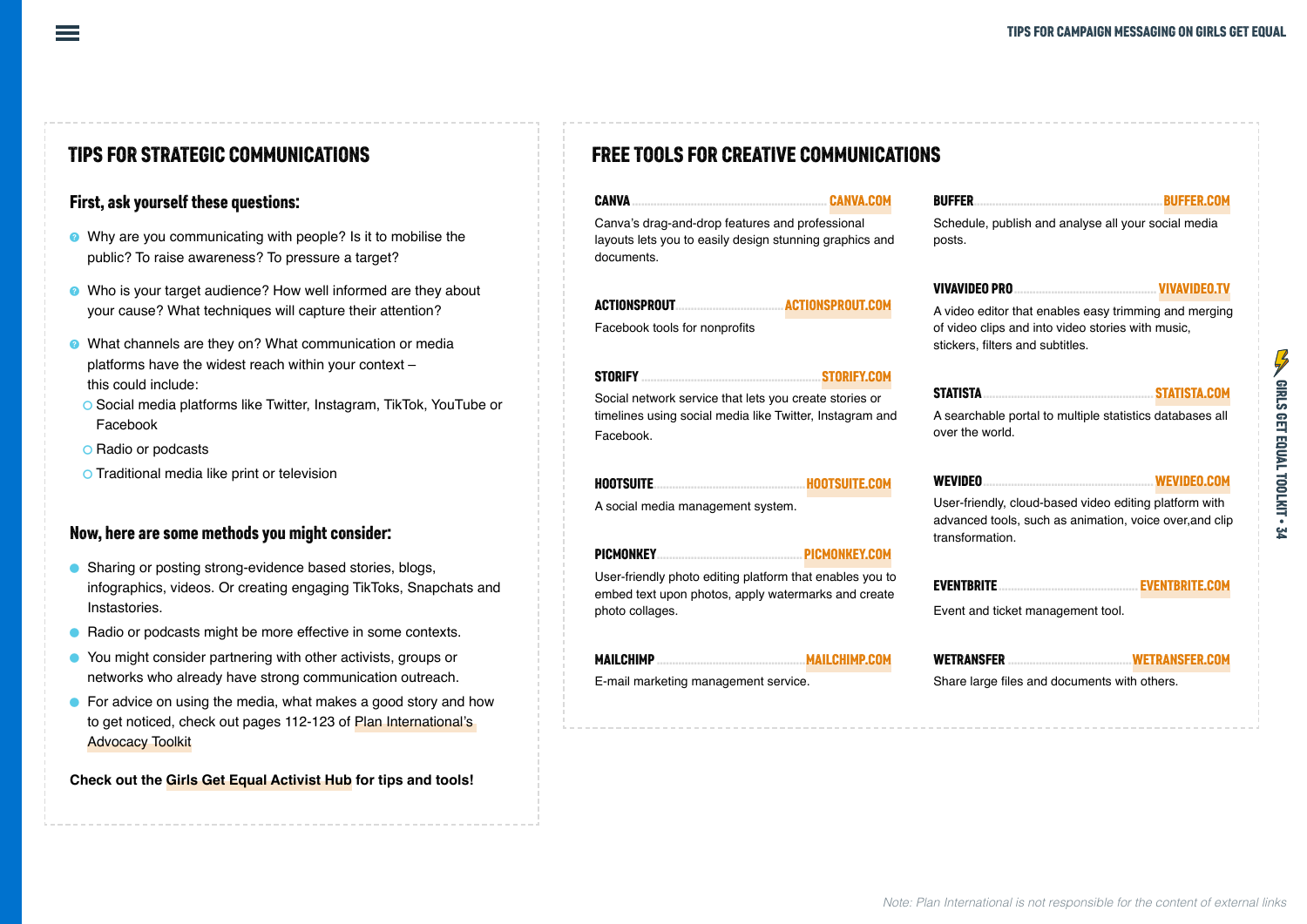## TIPS FOR STRATEGIC COMMUNICATIONS

### First, ask yourself these questions:

- Why are you communicating with people? Is it to mobilise the public? To raise awareness? To pressure a target?
- Who is your target audience? How well informed are they about your cause? What techniques will capture their attention?
- What channels are they on? What communication or media platforms have the widest reach within your context – this could include:
  - Social media platforms like Twitter, Instagram, TikTok, YouTube or Facebook
  - Radio or podcasts
  - Traditional media like print or television

### Now, here are some methods you might consider:

- Sharing or posting strong-evidence based stories, blogs, infographics, videos. Or creating engaging TikToks, Snapchats and Instastories.
- Radio or podcasts might be more effective in some contexts.
- You might consider partnering with other activists, groups or networks who already have strong communication outreach.
- For advice on using the media, what makes a good story and how to get noticed, check out pages 112-123 of Plan International's Advocacy Toolkit

**Check out the Girls Get Equal Activist Hub for tips and tools!**

## FREE TOOLS FOR CREATIVE COMMUNICATIONS

**CANVA** — CANVA.COM
Canva's drag-and-drop features and professional layouts lets you to easily design stunning graphics and documents.

**ACTIONSPROUT** — ACTIONSPROUT.COM
Facebook tools for nonprofits

**STORIFY** — STORIFY.COM
Social network service that lets you create stories or timelines using social media like Twitter, Instagram and Facebook.

**HOOTSUITE** — HOOTSUITE.COM
A social media management system.

**PICMONKEY** — PICMONKEY.COM
User-friendly photo editing platform that enables you to embed text upon photos, apply watermarks and create photo collages.

**MAILCHIMP** — MAILCHIMP.COM
E-mail marketing management service.

**BUFFER** — BUFFER.COM
Schedule, publish and analyse all your social media posts.

**VIVAVIDEO PRO** — VIVAVIDEO.TV
A video editor that enables easy trimming and merging of video clips and into video stories with music, stickers, filters and subtitles.

**STATISTA** — STATISTA.COM
A searchable portal to multiple statistics databases all over the world.

**WEVIDEO** — WEVIDEO.COM
User-friendly, cloud-based video editing platform with advanced tools, such as animation, voice over,and clip transformation.

**EVENTBRITE** — EVENTBRITE.COM
Event and ticket management tool.

**WETRANSFER** — WETRANSFER.COM
Share large files and documents with others.

*Note: Plan International is not responsible for the content of external links*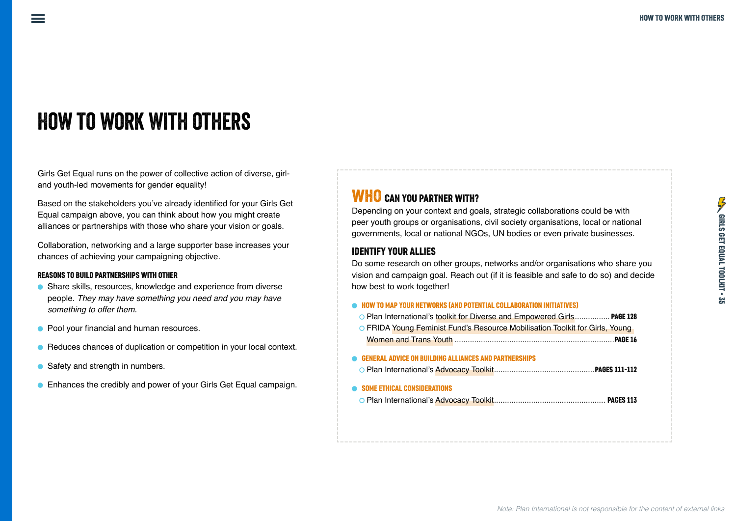# HOW TO WORK WITH OTHERS

Girls Get Equal runs on the power of collective action of diverse, girl- and youth-led movements for gender equality!

Based on the stakeholders you've already identified for your Girls Get Equal campaign above, you can think about how you might create alliances or partnerships with those who share your vision or goals.

Collaboration, networking and a large supporter base increases your chances of achieving your campaigning objective.

**REASONS TO BUILD PARTNERSHIPS WITH OTHER**

- Share skills, resources, knowledge and experience from diverse people. *They may have something you need and you may have something to offer them.*
- Pool your financial and human resources.
- Reduces chances of duplication or competition in your local context.
- Safety and strength in numbers.
- Enhances the credibly and power of your Girls Get Equal campaign.

## WHO CAN YOU PARTNER WITH?

Depending on your context and goals, strategic collaborations could be with peer youth groups or organisations, civil society organisations, local or national governments, local or national NGOs, UN bodies or even private businesses.

### IDENTIFY YOUR ALLIES

Do some research on other groups, networks and/or organisations who share you vision and campaign goal. Reach out (if it is feasible and safe to do so) and decide how best to work together!

- **HOW TO MAP YOUR NETWORKS (AND POTENTIAL COLLABORATION INITIATIVES)**
  - Plan International's toolkit for Diverse and Empowered Girls................ **PAGE 128**
  - FRIDA Young Feminist Fund's Resource Mobilisation Toolkit for Girls, Young Women and Trans Youth ........................................................................**PAGE 16**
- **GENERAL ADVICE ON BUILDING ALLIANCES AND PARTNERSHIPS**
  - Plan International's Advocacy Toolkit.............................................**PAGES 111-112**
- **SOME ETHICAL CONSIDERATIONS**
  - Plan International's Advocacy Toolkit.................................................. **PAGES 113**

*Note: Plan International is not responsible for the content of external links*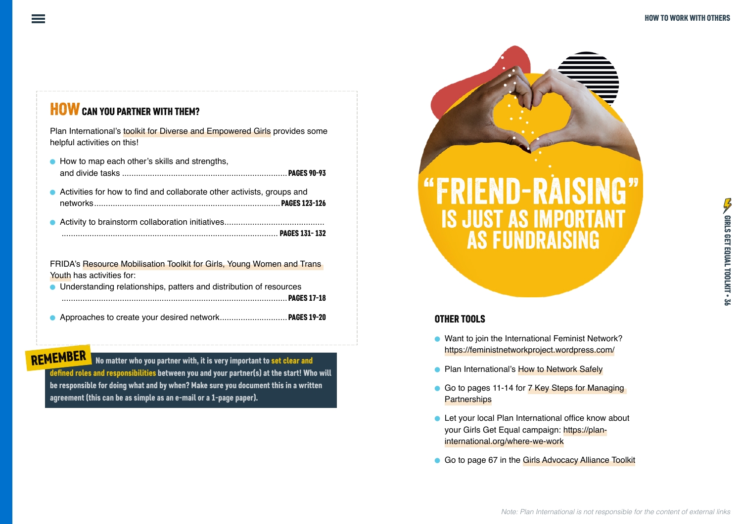## HOW CAN YOU PARTNER WITH THEM?

Plan International's toolkit for Diverse and Empowered Girls provides some helpful activities on this!

- How to map each other's skills and strengths, and divide tasks ...... **PAGES 90-93**
- Activities for how to find and collaborate other activists, groups and networks ...... **PAGES 123-126**
- Activity to brainstorm collaboration initiatives ...... **PAGES 131- 132**

FRIDA's Resource Mobilisation Toolkit for Girls, Young Women and Trans Youth has activities for:

- Understanding relationships, patters and distribution of resources ...... **PAGES 17-18**
- Approaches to create your desired network ...... **PAGES 19-20**

**REMEMBER** No matter who you partner with, it is very important to **set clear and defined roles and responsibilities** between you and your partner(s) at the start! Who will be responsible for doing what and by when? Make sure you document this in a written agreement (this can be as simple as an e-mail or a 1-page paper).

**"FRIEND-RAISING" IS JUST AS IMPORTANT AS FUNDRAISING**

### OTHER TOOLS

- Want to join the International Feminist Network? https://feministnetworkproject.wordpress.com/
- Plan International's How to Network Safely
- Go to pages 11-14 for 7 Key Steps for Managing Partnerships
- Let your local Plan International office know about your Girls Get Equal campaign: https://plan-international.org/where-we-work
- Go to page 67 in the Girls Advocacy Alliance Toolkit

*Note: Plan International is not responsible for the content of external links*